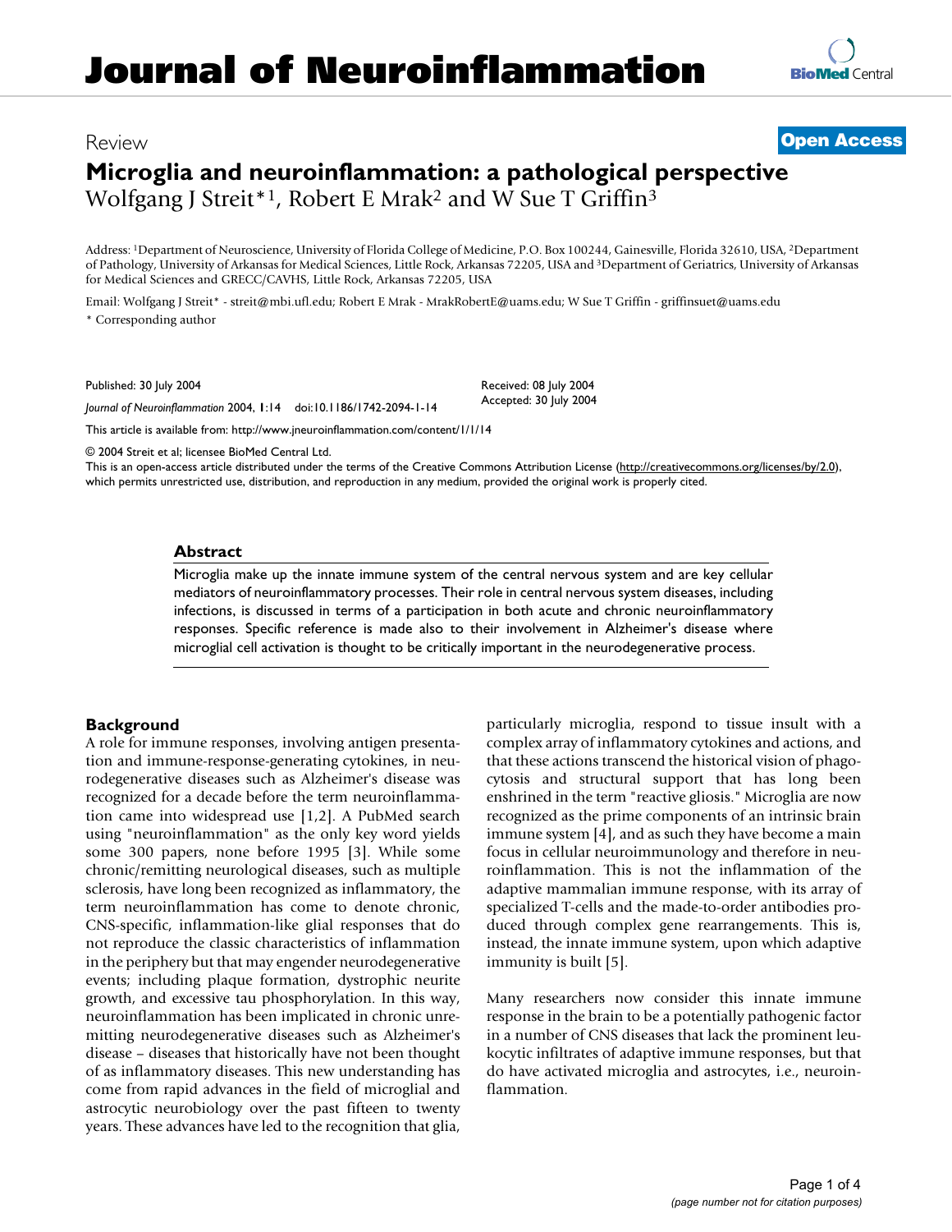# Journal of Neuroinflammation

Review

**Open Access**

## Microglia and neuroinflammation: a pathological perspective

Wolfgang J Streit*[1], Robert E Mrak[2] and W Sue T Griffin[3]

Address: [1]Department of Neuroscience, University of Florida College of Medicine, P.O. Box 100244, Gainesville, Florida 32610, USA, [2]Department of Pathology, University of Arkansas for Medical Sciences, Little Rock, Arkansas 72205, USA and [3]Department of Geriatrics, University of Arkansas for Medical Sciences and GRECC/CAVHS, Little Rock, Arkansas 72205, USA

Email: Wolfgang J Streit* - streit@mbi.ufl.edu; Robert E Mrak - MrakRobertE@uams.edu; W Sue T Griffin - griffinsuet@uams.edu

* Corresponding author

Published: 30 July 2004

*Journal of Neuroinflammation* 2004, **1**:14 doi:10.1186/1742-2094-1-14

Received: 08 July 2004
Accepted: 30 July 2004

This article is available from: http://www.jneuroinflammation.com/content/1/1/14

© 2004 Streit et al; licensee BioMed Central Ltd.
This is an open-access article distributed under the terms of the Creative Commons Attribution License (http://creativecommons.org/licenses/by/2.0), which permits unrestricted use, distribution, and reproduction in any medium, provided the original work is properly cited.

### Abstract

Microglia make up the innate immune system of the central nervous system and are key cellular mediators of neuroinflammatory processes. Their role in central nervous system diseases, including infections, is discussed in terms of a participation in both acute and chronic neuroinflammatory responses. Specific reference is made also to their involvement in Alzheimer's disease where microglial cell activation is thought to be critically important in the neurodegenerative process.

### Background

A role for immune responses, involving antigen presentation and immune-response-generating cytokines, in neurodegenerative diseases such as Alzheimer's disease was recognized for a decade before the term neuroinflammation came into widespread use [1,2]. A PubMed search using "neuroinflammation" as the only key word yields some 300 papers, none before 1995 [3]. While some chronic/remitting neurological diseases, such as multiple sclerosis, have long been recognized as inflammatory, the term neuroinflammation has come to denote chronic, CNS-specific, inflammation-like glial responses that do not reproduce the classic characteristics of inflammation in the periphery but that may engender neurodegenerative events; including plaque formation, dystrophic neurite growth, and excessive tau phosphorylation. In this way, neuroinflammation has been implicated in chronic unremitting neurodegenerative diseases such as Alzheimer's disease – diseases that historically have not been thought of as inflammatory diseases. This new understanding has come from rapid advances in the field of microglial and astrocytic neurobiology over the past fifteen to twenty years. These advances have led to the recognition that glia, particularly microglia, respond to tissue insult with a complex array of inflammatory cytokines and actions, and that these actions transcend the historical vision of phagocytosis and structural support that has long been enshrined in the term "reactive gliosis." Microglia are now recognized as the prime components of an intrinsic brain immune system [4], and as such they have become a main focus in cellular neuroimmunology and therefore in neuroinflammation. This is not the inflammation of the adaptive mammalian immune response, with its array of specialized T-cells and the made-to-order antibodies produced through complex gene rearrangements. This is, instead, the innate immune system, upon which adaptive immunity is built [5].

Many researchers now consider this innate immune response in the brain to be a potentially pathogenic factor in a number of CNS diseases that lack the prominent leukocytic infiltrates of adaptive immune responses, but that do have activated microglia and astrocytes, i.e., neuroinflammation.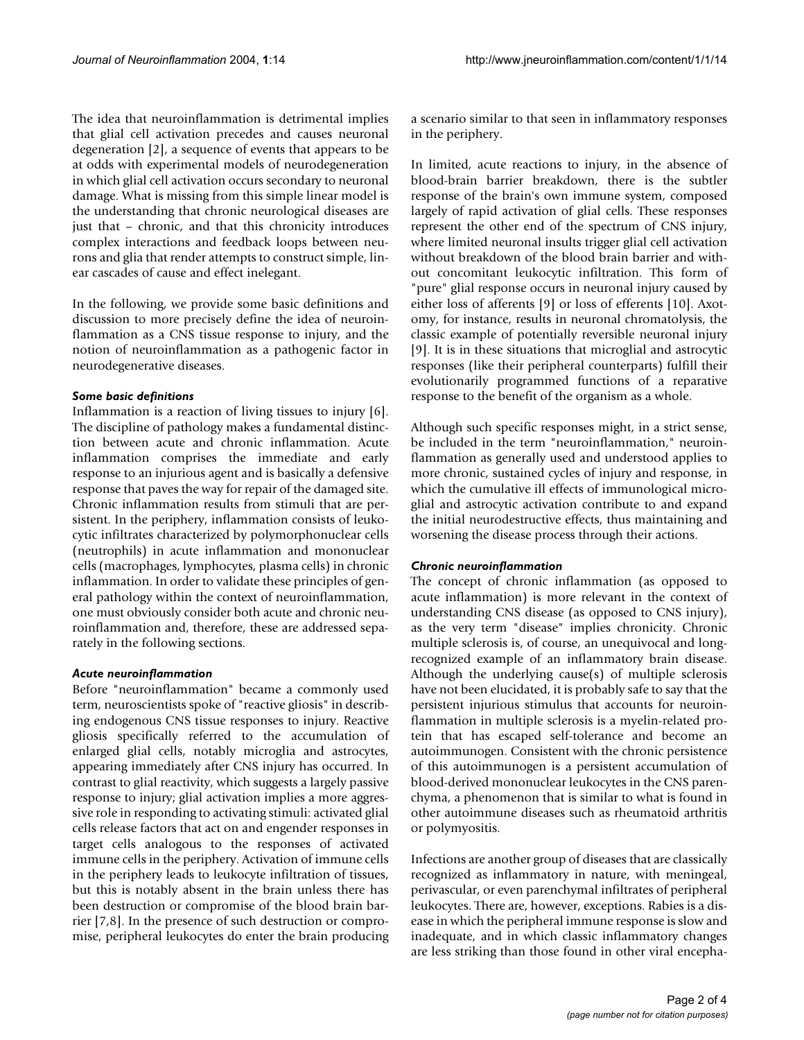The idea that neuroinflammation is detrimental implies that glial cell activation precedes and causes neuronal degeneration [2], a sequence of events that appears to be at odds with experimental models of neurodegeneration in which glial cell activation occurs secondary to neuronal damage. What is missing from this simple linear model is the understanding that chronic neurological diseases are just that – chronic, and that this chronicity introduces complex interactions and feedback loops between neurons and glia that render attempts to construct simple, linear cascades of cause and effect inelegant.

In the following, we provide some basic definitions and discussion to more precisely define the idea of neuroinflammation as a CNS tissue response to injury, and the notion of neuroinflammation as a pathogenic factor in neurodegenerative diseases.

### *Some basic definitions*

Inflammation is a reaction of living tissues to injury [6]. The discipline of pathology makes a fundamental distinction between acute and chronic inflammation. Acute inflammation comprises the immediate and early response to an injurious agent and is basically a defensive response that paves the way for repair of the damaged site. Chronic inflammation results from stimuli that are persistent. In the periphery, inflammation consists of leukocytic infiltrates characterized by polymorphonuclear cells (neutrophils) in acute inflammation and mononuclear cells (macrophages, lymphocytes, plasma cells) in chronic inflammation. In order to validate these principles of general pathology within the context of neuroinflammation, one must obviously consider both acute and chronic neuroinflammation and, therefore, these are addressed separately in the following sections.

### *Acute neuroinflammation*

Before "neuroinflammation" became a commonly used term, neuroscientists spoke of "reactive gliosis" in describing endogenous CNS tissue responses to injury. Reactive gliosis specifically referred to the accumulation of enlarged glial cells, notably microglia and astrocytes, appearing immediately after CNS injury has occurred. In contrast to glial reactivity, which suggests a largely passive response to injury; glial activation implies a more aggressive role in responding to activating stimuli: activated glial cells release factors that act on and engender responses in target cells analogous to the responses of activated immune cells in the periphery. Activation of immune cells in the periphery leads to leukocyte infiltration of tissues, but this is notably absent in the brain unless there has been destruction or compromise of the blood brain barrier [7,8]. In the presence of such destruction or compromise, peripheral leukocytes do enter the brain producing a scenario similar to that seen in inflammatory responses in the periphery.

In limited, acute reactions to injury, in the absence of blood-brain barrier breakdown, there is the subtler response of the brain's own immune system, composed largely of rapid activation of glial cells. These responses represent the other end of the spectrum of CNS injury, where limited neuronal insults trigger glial cell activation without breakdown of the blood brain barrier and without concomitant leukocytic infiltration. This form of "pure" glial response occurs in neuronal injury caused by either loss of afferents [9] or loss of efferents [10]. Axotomy, for instance, results in neuronal chromatolysis, the classic example of potentially reversible neuronal injury [9]. It is in these situations that microglial and astrocytic responses (like their peripheral counterparts) fulfill their evolutionarily programmed functions of a reparative response to the benefit of the organism as a whole.

Although such specific responses might, in a strict sense, be included in the term "neuroinflammation," neuroinflammation as generally used and understood applies to more chronic, sustained cycles of injury and response, in which the cumulative ill effects of immunological microglial and astrocytic activation contribute to and expand the initial neurodestructive effects, thus maintaining and worsening the disease process through their actions.

### *Chronic neuroinflammation*

The concept of chronic inflammation (as opposed to acute inflammation) is more relevant in the context of understanding CNS disease (as opposed to CNS injury), as the very term "disease" implies chronicity. Chronic multiple sclerosis is, of course, an unequivocal and long-recognized example of an inflammatory brain disease. Although the underlying cause(s) of multiple sclerosis have not been elucidated, it is probably safe to say that the persistent injurious stimulus that accounts for neuroinflammation in multiple sclerosis is a myelin-related protein that has escaped self-tolerance and become an autoimmunogen. Consistent with the chronic persistence of this autoimmunogen is a persistent accumulation of blood-derived mononuclear leukocytes in the CNS parenchyma, a phenomenon that is similar to what is found in other autoimmune diseases such as rheumatoid arthritis or polymyositis.

Infections are another group of diseases that are classically recognized as inflammatory in nature, with meningeal, perivascular, or even parenchymal infiltrates of peripheral leukocytes. There are, however, exceptions. Rabies is a disease in which the peripheral immune response is slow and inadequate, and in which classic inflammatory changes are less striking than those found in other viral encepha-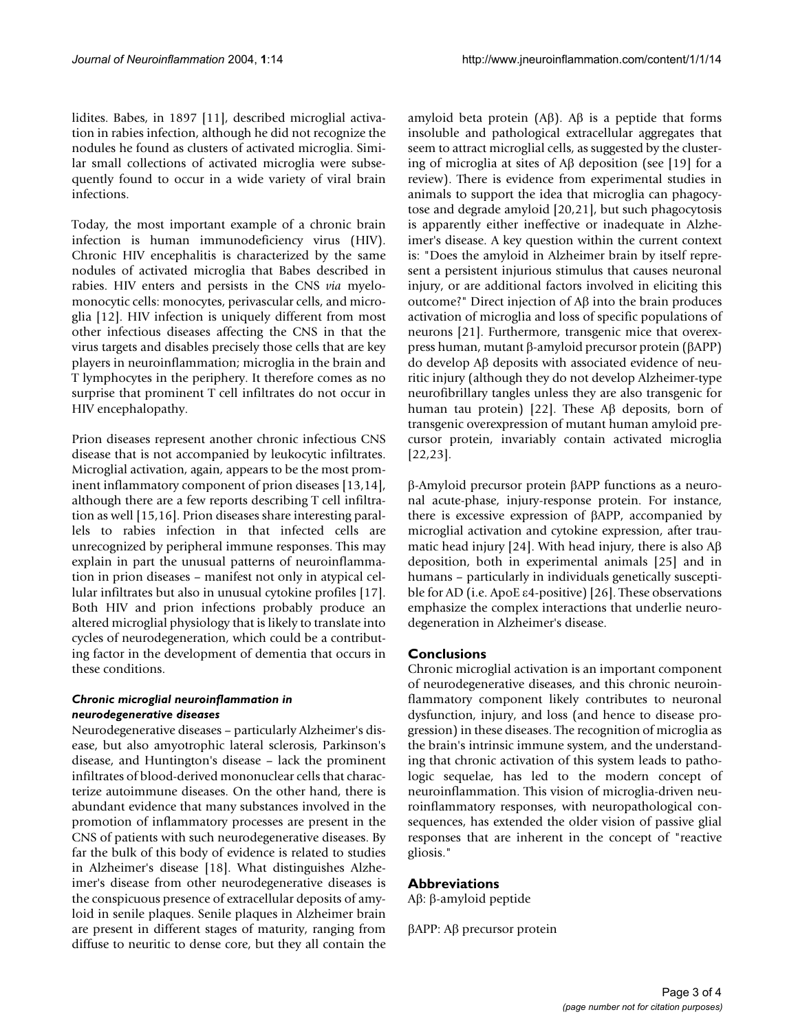lidites. Babes, in 1897 [11], described microglial activation in rabies infection, although he did not recognize the nodules he found as clusters of activated microglia. Similar small collections of activated microglia were subsequently found to occur in a wide variety of viral brain infections.

Today, the most important example of a chronic brain infection is human immunodeficiency virus (HIV). Chronic HIV encephalitis is characterized by the same nodules of activated microglia that Babes described in rabies. HIV enters and persists in the CNS *via* myelomonocytic cells: monocytes, perivascular cells, and microglia [12]. HIV infection is uniquely different from most other infectious diseases affecting the CNS in that the virus targets and disables precisely those cells that are key players in neuroinflammation; microglia in the brain and T lymphocytes in the periphery. It therefore comes as no surprise that prominent T cell infiltrates do not occur in HIV encephalopathy.

Prion diseases represent another chronic infectious CNS disease that is not accompanied by leukocytic infiltrates. Microglial activation, again, appears to be the most prominent inflammatory component of prion diseases [13,14], although there are a few reports describing T cell infiltration as well [15,16]. Prion diseases share interesting parallels to rabies infection in that infected cells are unrecognized by peripheral immune responses. This may explain in part the unusual patterns of neuroinflammation in prion diseases – manifest not only in atypical cellular infiltrates but also in unusual cytokine profiles [17]. Both HIV and prion infections probably produce an altered microglial physiology that is likely to translate into cycles of neurodegeneration, which could be a contributing factor in the development of dementia that occurs in these conditions.

#### *Chronic microglial neuroinflammation in neurodegenerative diseases*

Neurodegenerative diseases – particularly Alzheimer's disease, but also amyotrophic lateral sclerosis, Parkinson's disease, and Huntington's disease – lack the prominent infiltrates of blood-derived mononuclear cells that characterize autoimmune diseases. On the other hand, there is abundant evidence that many substances involved in the promotion of inflammatory processes are present in the CNS of patients with such neurodegenerative diseases. By far the bulk of this body of evidence is related to studies in Alzheimer's disease [18]. What distinguishes Alzheimer's disease from other neurodegenerative diseases is the conspicuous presence of extracellular deposits of amyloid in senile plaques. Senile plaques in Alzheimer brain are present in different stages of maturity, ranging from diffuse to neuritic to dense core, but they all contain the amyloid beta protein (Aβ). Aβ is a peptide that forms insoluble and pathological extracellular aggregates that seem to attract microglial cells, as suggested by the clustering of microglia at sites of Aβ deposition (see [19] for a review). There is evidence from experimental studies in animals to support the idea that microglia can phagocytose and degrade amyloid [20,21], but such phagocytosis is apparently either ineffective or inadequate in Alzheimer's disease. A key question within the current context is: "Does the amyloid in Alzheimer brain by itself represent a persistent injurious stimulus that causes neuronal injury, or are additional factors involved in eliciting this outcome?" Direct injection of Aβ into the brain produces activation of microglia and loss of specific populations of neurons [21]. Furthermore, transgenic mice that overexpress human, mutant β-amyloid precursor protein (βAPP) do develop Aβ deposits with associated evidence of neuritic injury (although they do not develop Alzheimer-type neurofibrillary tangles unless they are also transgenic for human tau protein) [22]. These Aβ deposits, born of transgenic overexpression of mutant human amyloid precursor protein, invariably contain activated microglia [22,23].

β-Amyloid precursor protein βAPP functions as a neuronal acute-phase, injury-response protein. For instance, there is excessive expression of βAPP, accompanied by microglial activation and cytokine expression, after traumatic head injury [24]. With head injury, there is also Aβ deposition, both in experimental animals [25] and in humans – particularly in individuals genetically susceptible for AD (i.e. ApoE ε4-positive) [26]. These observations emphasize the complex interactions that underlie neurodegeneration in Alzheimer's disease.

## Conclusions

Chronic microglial activation is an important component of neurodegenerative diseases, and this chronic neuroinflammatory component likely contributes to neuronal dysfunction, injury, and loss (and hence to disease progression) in these diseases. The recognition of microglia as the brain's intrinsic immune system, and the understanding that chronic activation of this system leads to pathologic sequelae, has led to the modern concept of neuroinflammation. This vision of microglia-driven neuroinflammatory responses, with neuropathological consequences, has extended the older vision of passive glial responses that are inherent in the concept of "reactive gliosis."

## Abbreviations

Aβ: β-amyloid peptide

βAPP: Aβ precursor protein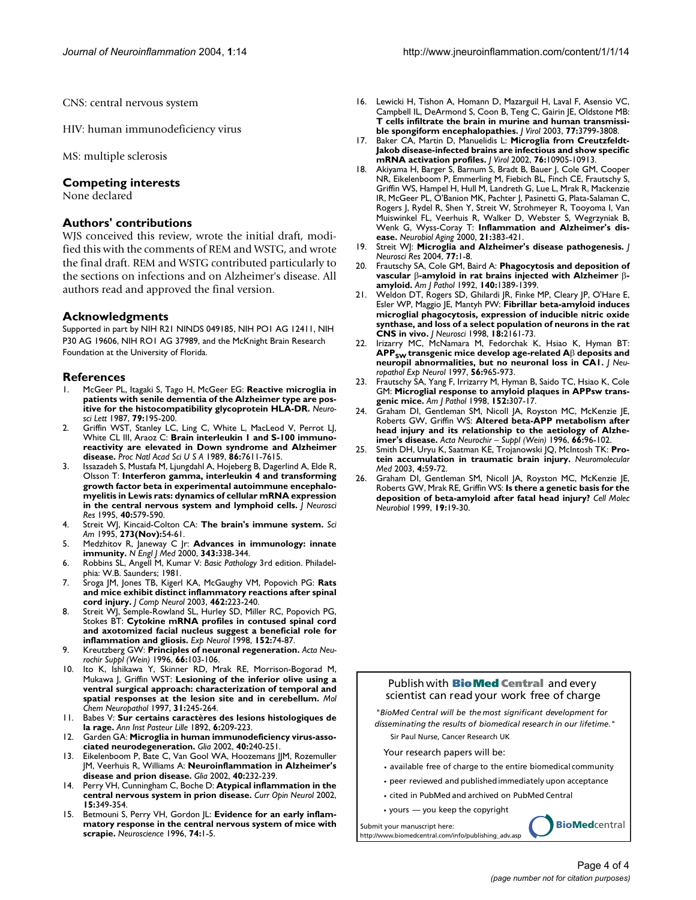CNS: central nervous system

HIV: human immunodeficiency virus

MS: multiple sclerosis

## Competing interests

None declared

## Authors' contributions

WJS conceived this review, wrote the initial draft, modified this with the comments of REM and WSTG, and wrote the final draft. REM and WSTG contributed particularly to the sections on infections and on Alzheimer's disease. All authors read and approved the final version.

## Acknowledgments

Supported in part by NIH R21 NINDS 049185, NIH PO1 AG 12411, NIH P30 AG 19606, NIH RO1 AG 37989, and the McKnight Brain Research Foundation at the University of Florida.

## References

1. McGeer PL, Itagaki S, Tago H, McGeer EG: **Reactive microglia in patients with senile dementia of the Alzheimer type are positive for the histocompatibility glycoprotein HLA-DR.** *Neurosci Lett* 1987, **79:**195-200.
2. Griffin WST, Stanley LC, Ling C, White L, MacLeod V, Perrot LJ, White CL III, Araoz C: **Brain interleukin 1 and S-100 immunoreactivity are elevated in Down syndrome and Alzheimer disease.** *Proc Natl Acad Sci U S A* 1989, **86:**7611-7615.
3. Issazadeh S, Mustafa M, Ljungdahl A, Hojeberg B, Dagerlind A, Elde R, Olsson T: **Interferon gamma, interleukin 4 and transforming growth factor beta in experimental autoimmune encephalomyelitis in Lewis rats: dynamics of cellular mRNA expression in the central nervous system and lymphoid cells.** *J Neurosci Res* 1995, **40:**579-590.
4. Streit WJ, Kincaid-Colton CA: **The brain's immune system.** *Sci Am* 1995, **273(Nov):**54-61.
5. Medzhitov R, Janeway C Jr: **Advances in immunology: innate immunity.** *N Engl J Med* 2000, **343:**338-344.
6. Robbins SL, Angell M, Kumar V: *Basic Pathology* 3rd edition. Philadelphia: W.B. Saunders; 1981.
7. Sroga JM, Jones TB, Kigerl KA, McGaughy VM, Popovich PG: **Rats and mice exhibit distinct inflammatory reactions after spinal cord injury.** *J Comp Neurol* 2003, **462:**223-240.
8. Streit WJ, Semple-Rowland SL, Hurley SD, Miller RC, Popovich PG, Stokes BT: **Cytokine mRNA profiles in contused spinal cord and axotomized facial nucleus suggest a beneficial role for inflammation and gliosis.** *Exp Neurol* 1998, **152:**74-87.
9. Kreutzberg GW: **Principles of neuronal regeneration.** *Acta Neurochir Suppl (Wein)* 1996, **66:**103-106.
10. Ito K, Ishikawa Y, Skinner RD, Mrak RE, Morrison-Bogorad M, Mukawa J, Griffin WST: **Lesioning of the inferior olive using a ventral surgical approach: characterization of temporal and spatial responses at the lesion site and in cerebellum.** *Mol Chem Neuropathol* 1997, **31:**245-264.
11. Babes V: **Sur certains caractères des lesions histologiques de la rage.** *Ann Inst Pasteur Lille* 1892, **6:**209-223.
12. Garden GA: **Microglia in human immunodeficiency virus-associated neurodegeneration.** *Glia* 2002, **40:**240-251.
13. Eikelenboom P, Bate C, Van Gool WA, Hoozemans JJM, Rozemuller JM, Veerhuis R, Williams A: **Neuroinflammation in Alzheimer's disease and prion disease.** *Glia* 2002, **40:**232-239.
14. Perry VH, Cunningham C, Boche D: **Atypical inflammation in the central nervous system in prion disease.** *Curr Opin Neurol* 2002, **15:**349-354.
15. Betmouni S, Perry VH, Gordon JL: **Evidence for an early inflammatory response in the central nervous system of mice with scrapie.** *Neuroscience* 1996, **74:**1-5.
16. Lewicki H, Tishon A, Homann D, Mazarguil H, Laval F, Asensio VC, Campbell IL, DeArmond S, Coon B, Teng C, Gairin JE, Oldstone MB: **T cells infiltrate the brain in murine and human transmissible spongiform encephalopathies.** *J Virol* 2003, **77:**3799-3808.
17. Baker CA, Martin D, Manuelidis L: **Microglia from Creutzfeldt-Jakob disease-infected brains are infectious and show specific mRNA activation profiles.** *J Virol* 2002, **76:**10905-10913.
18. Akiyama H, Barger S, Barnum S, Bradt B, Bauer J, Cole GM, Cooper NR, Eikelenboom P, Emmerling M, Fiebich BL, Finch CE, Frautschy S, Griffin WS, Hampel H, Hull M, Landreth G, Lue L, Mrak R, Mackenzie IR, McGeer PL, O'Banion MK, Pachter J, Pasinetti G, Plata-Salaman C, Rogers J, Rydel R, Shen Y, Streit W, Strohmeyer R, Tooyoma I, Van Muiswinkel FL, Veerhuis R, Walker D, Webster S, Wegrzyniak B, Wenk G, Wyss-Coray T: **Inflammation and Alzheimer's disease.** *Neurobiol Aging* 2000, **21:**383-421.
19. Streit WJ: **Microglia and Alzheimer's disease pathogenesis.** *J Neurosci Res* 2004, **77:**1-8.
20. Frautschy SA, Cole GM, Baird A: **Phagocytosis and deposition of vascular β-amyloid in rat brains injected with Alzheimer β-amyloid.** *Am J Pathol* 1992, **140:**1389-1399.
21. Weldon DT, Rogers SD, Ghilardi JR, Finke MP, Cleary JP, O'Hare E, Esler WP, Maggio JE, Mantyh PW: **Fibrillar beta-amyloid induces microglial phagocytosis, expression of inducible nitric oxide synthase, and loss of a select population of neurons in the rat CNS in vivo.** *J Neurosci* 1998, **18:**2161-73.
22. Irizarry MC, McNamara M, Fedorchak K, Hsiao K, Hyman BT: **$APP_{SW}$ transgenic mice develop age-related Aβ deposits and neuropil abnormalities, but no neuronal loss in CA1.** *J Neuropathol Exp Neurol* 1997, **56:**965-973.
23. Frautschy SA, Yang F, Irrizarry M, Hyman B, Saido TC, Hsiao K, Cole GM: **Microglial response to amyloid plaques in APPsw transgenic mice.** *Am J Pathol* 1998, **152:**307-17.
24. Graham DI, Gentleman SM, Nicoll JA, Royston MC, McKenzie JE, Roberts GW, Griffin WS: **Altered beta-APP metabolism after head injury and its relationship to the aetiology of Alzheimer's disease.** *Acta Neurochir – Suppl (Wein)* 1996, **66:**96-102.
25. Smith DH, Uryu K, Saatman KE, Trojanowski JQ, McIntosh TK: **Protein accumulation in traumatic brain injury.** *Neuromolecular Med* 2003, **4:**59-72.
26. Graham DI, Gentleman SM, Nicoll JA, Royston MC, McKenzie JE, Roberts GW, Mrak RE, Griffin WS: **Is there a genetic basis for the deposition of beta-amyloid after fatal head injury?** *Cell Molec Neurobiol* 1999, **19:**19-30.

Publish with **BioMed Central** and every scientist can read your work free of charge

*"BioMed Central will be the most significant development for disseminating the results of biomedical research in our lifetime."*

Sir Paul Nurse, Cancer Research UK

Your research papers will be:

- available free of charge to the entire biomedical community
- peer reviewed and published immediately upon acceptance
- cited in PubMed and archived on PubMed Central
- yours — you keep the copyright

Submit your manuscript here:
http://www.biomedcentral.com/info/publishing_adv.asp

BioMedcentral